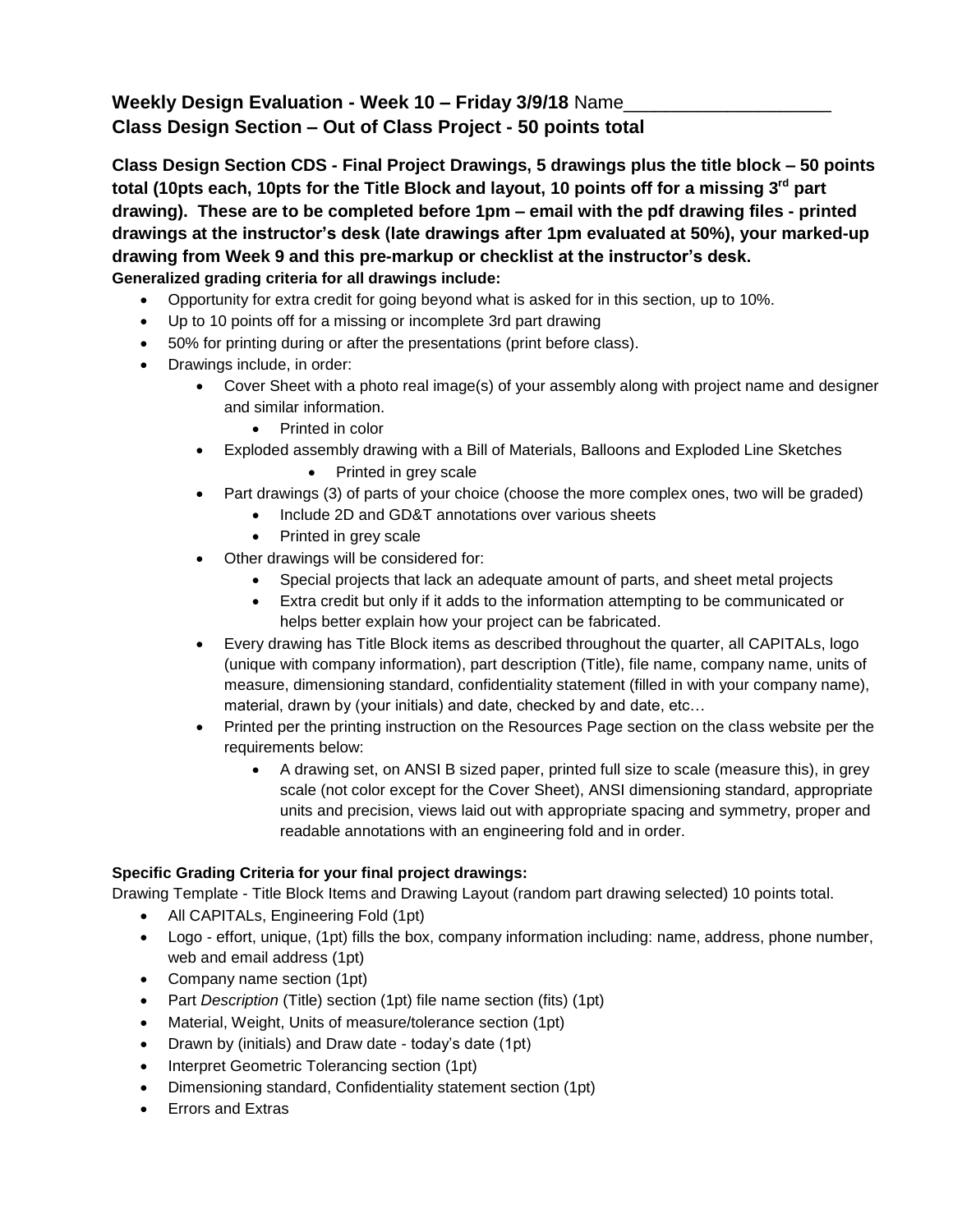## Weekly Design Evaluation - Week 10 – Friday 3/9/18 Name____________________
## Class Design Section – Out of Class Project - 50 points total

**Class Design Section CDS - Final Project Drawings, 5 drawings plus the title block – 50 points total (10pts each, 10pts for the Title Block and layout, 10 points off for a missing 3rd part drawing). These are to be completed before 1pm – email with the pdf drawing files - printed drawings at the instructor's desk (late drawings after 1pm evaluated at 50%), your marked-up drawing from Week 9 and this pre-markup or checklist at the instructor's desk.**

**Generalized grading criteria for all drawings include:**

- Opportunity for extra credit for going beyond what is asked for in this section, up to 10%.
- Up to 10 points off for a missing or incomplete 3rd part drawing
- 50% for printing during or after the presentations (print before class).
- Drawings include, in order:
  - Cover Sheet with a photo real image(s) of your assembly along with project name and designer and similar information.
    - Printed in color
  - Exploded assembly drawing with a Bill of Materials, Balloons and Exploded Line Sketches
    - Printed in grey scale
  - Part drawings (3) of parts of your choice (choose the more complex ones, two will be graded)
    - Include 2D and GD&T annotations over various sheets
    - Printed in grey scale
  - Other drawings will be considered for:
    - Special projects that lack an adequate amount of parts, and sheet metal projects
    - Extra credit but only if it adds to the information attempting to be communicated or helps better explain how your project can be fabricated.
  - Every drawing has Title Block items as described throughout the quarter, all CAPITALs, logo (unique with company information), part description (Title), file name, company name, units of measure, dimensioning standard, confidentiality statement (filled in with your company name), material, drawn by (your initials) and date, checked by and date, etc…
  - Printed per the printing instruction on the Resources Page section on the class website per the requirements below:
    - A drawing set, on ANSI B sized paper, printed full size to scale (measure this), in grey scale (not color except for the Cover Sheet), ANSI dimensioning standard, appropriate units and precision, views laid out with appropriate spacing and symmetry, proper and readable annotations with an engineering fold and in order.

**Specific Grading Criteria for your final project drawings:**

Drawing Template - Title Block Items and Drawing Layout (random part drawing selected) 10 points total.

- All CAPITALs, Engineering Fold (1pt)
- Logo - effort, unique, (1pt) fills the box, company information including: name, address, phone number, web and email address (1pt)
- Company name section (1pt)
- Part *Description* (Title) section (1pt) file name section (fits) (1pt)
- Material, Weight, Units of measure/tolerance section (1pt)
- Drawn by (initials) and Draw date - today's date (1pt)
- Interpret Geometric Tolerancing section (1pt)
- Dimensioning standard, Confidentiality statement section (1pt)
- Errors and Extras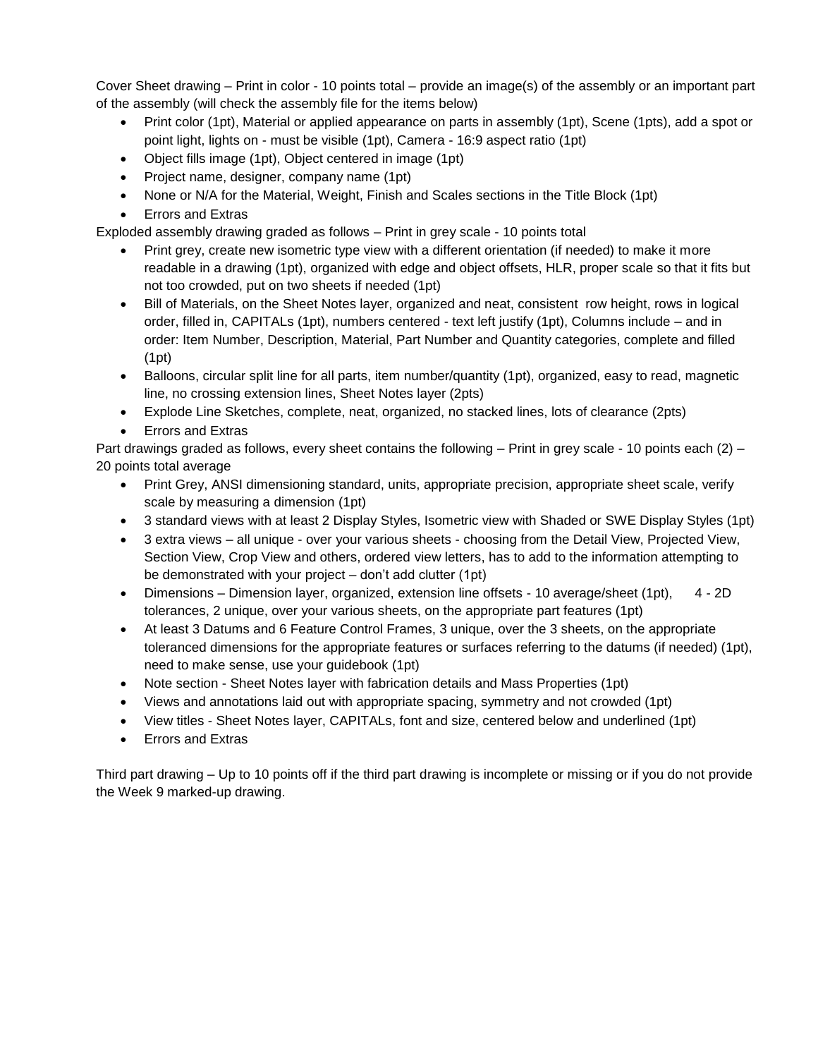Cover Sheet drawing – Print in color - 10 points total – provide an image(s) of the assembly or an important part of the assembly (will check the assembly file for the items below)

- Print color (1pt), Material or applied appearance on parts in assembly (1pt), Scene (1pts), add a spot or point light, lights on - must be visible (1pt), Camera - 16:9 aspect ratio (1pt)
- Object fills image (1pt), Object centered in image (1pt)
- Project name, designer, company name (1pt)
- None or N/A for the Material, Weight, Finish and Scales sections in the Title Block (1pt)
- Errors and Extras

Exploded assembly drawing graded as follows – Print in grey scale - 10 points total

- Print grey, create new isometric type view with a different orientation (if needed) to make it more readable in a drawing (1pt), organized with edge and object offsets, HLR, proper scale so that it fits but not too crowded, put on two sheets if needed (1pt)
- Bill of Materials, on the Sheet Notes layer, organized and neat, consistent row height, rows in logical order, filled in, CAPITALs (1pt), numbers centered - text left justify (1pt), Columns include – and in order: Item Number, Description, Material, Part Number and Quantity categories, complete and filled (1pt)
- Balloons, circular split line for all parts, item number/quantity (1pt), organized, easy to read, magnetic line, no crossing extension lines, Sheet Notes layer (2pts)
- Explode Line Sketches, complete, neat, organized, no stacked lines, lots of clearance (2pts)
- Errors and Extras

Part drawings graded as follows, every sheet contains the following – Print in grey scale - 10 points each (2) – 20 points total average

- Print Grey, ANSI dimensioning standard, units, appropriate precision, appropriate sheet scale, verify scale by measuring a dimension (1pt)
- 3 standard views with at least 2 Display Styles, Isometric view with Shaded or SWE Display Styles (1pt)
- 3 extra views – all unique - over your various sheets - choosing from the Detail View, Projected View, Section View, Crop View and others, ordered view letters, has to add to the information attempting to be demonstrated with your project – don't add clutter (1pt)
- Dimensions – Dimension layer, organized, extension line offsets - 10 average/sheet (1pt), 4 - 2D tolerances, 2 unique, over your various sheets, on the appropriate part features (1pt)
- At least 3 Datums and 6 Feature Control Frames, 3 unique, over the 3 sheets, on the appropriate toleranced dimensions for the appropriate features or surfaces referring to the datums (if needed) (1pt), need to make sense, use your guidebook (1pt)
- Note section - Sheet Notes layer with fabrication details and Mass Properties (1pt)
- Views and annotations laid out with appropriate spacing, symmetry and not crowded (1pt)
- View titles - Sheet Notes layer, CAPITALs, font and size, centered below and underlined (1pt)
- Errors and Extras

Third part drawing – Up to 10 points off if the third part drawing is incomplete or missing or if you do not provide the Week 9 marked-up drawing.